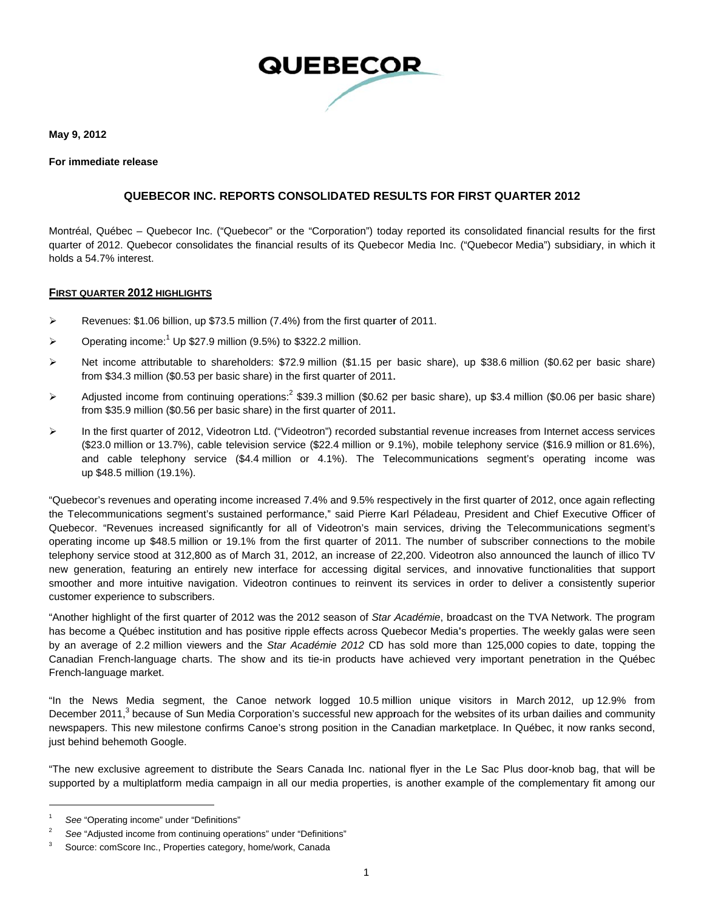**May 9, 2012**

**For immediate release**

## QUEBECOR INC. REPORTS CONSOLIDATED RESULTS FOR FIRST QUARTER 2012

Montréal, Québec – Quebecor Inc. ("Quebecor" or the "Corporation") today reported its consolidated financial results for the first quarter of 2012. Quebecor consolidates the financial results of its Quebecor Media Inc. ("Quebecor Media") subsidiary, in which it holds a 54.7% interest.

### FIRST QUARTER 2012 HIGHLIGHTS

- Revenues: $1.06 billion, up $73.5 million (7.4%) from the first quarter of 2011.
- Operating income:[1] Up $27.9 million (9.5%) to $322.2 million.
- Net income attributable to shareholders: $72.9 million ($1.15 per basic share), up $38.6 million ($0.62 per basic share) from $34.3 million ($0.53 per basic share) in the first quarter of 2011.
- Adjusted income from continuing operations:[2] $39.3 million ($0.62 per basic share), up $3.4 million ($0.06 per basic share) from $35.9 million ($0.56 per basic share) in the first quarter of 2011.
- In the first quarter of 2012, Videotron Ltd. ("Videotron") recorded substantial revenue increases from Internet access services ($23.0 million or 13.7%), cable television service ($22.4 million or 9.1%), mobile telephony service ($16.9 million or 81.6%), and cable telephony service ($4.4 million or 4.1%). The Telecommunications segment's operating income was up $48.5 million (19.1%).

"Quebecor's revenues and operating income increased 7.4% and 9.5% respectively in the first quarter of 2012, once again reflecting the Telecommunications segment's sustained performance," said Pierre Karl Péladeau, President and Chief Executive Officer of Quebecor. "Revenues increased significantly for all of Videotron's main services, driving the Telecommunications segment's operating income up $48.5 million or 19.1% from the first quarter of 2011. The number of subscriber connections to the mobile telephony service stood at 312,800 as of March 31, 2012, an increase of 22,200. Videotron also announced the launch of illico TV new generation, featuring an entirely new interface for accessing digital services, and innovative functionalities that support smoother and more intuitive navigation. Videotron continues to reinvent its services in order to deliver a consistently superior customer experience to subscribers.

"Another highlight of the first quarter of 2012 was the 2012 season of *Star Académie*, broadcast on the TVA Network. The program has become a Québec institution and has positive ripple effects across Quebecor Media's properties. The weekly galas were seen by an average of 2.2 million viewers and the *Star Académie 2012* CD has sold more than 125,000 copies to date, topping the Canadian French-language charts. The show and its tie-in products have achieved very important penetration in the Québec French-language market.

"In the News Media segment, the Canoe network logged 10.5 million unique visitors in March 2012, up 12.9% from December 2011,[3] because of Sun Media Corporation's successful new approach for the websites of its urban dailies and community newspapers. This new milestone confirms Canoe's strong position in the Canadian marketplace. In Québec, it now ranks second, just behind behemoth Google.

"The new exclusive agreement to distribute the Sears Canada Inc. national flyer in the Le Sac Plus door-knob bag, that will be supported by a multiplatform media campaign in all our media properties, is another example of the complementary fit among our

---

[1] *See* "Operating income" under "Definitions"

[2] *See* "Adjusted income from continuing operations" under "Definitions"

[3] Source: comScore Inc., Properties category, home/work, Canada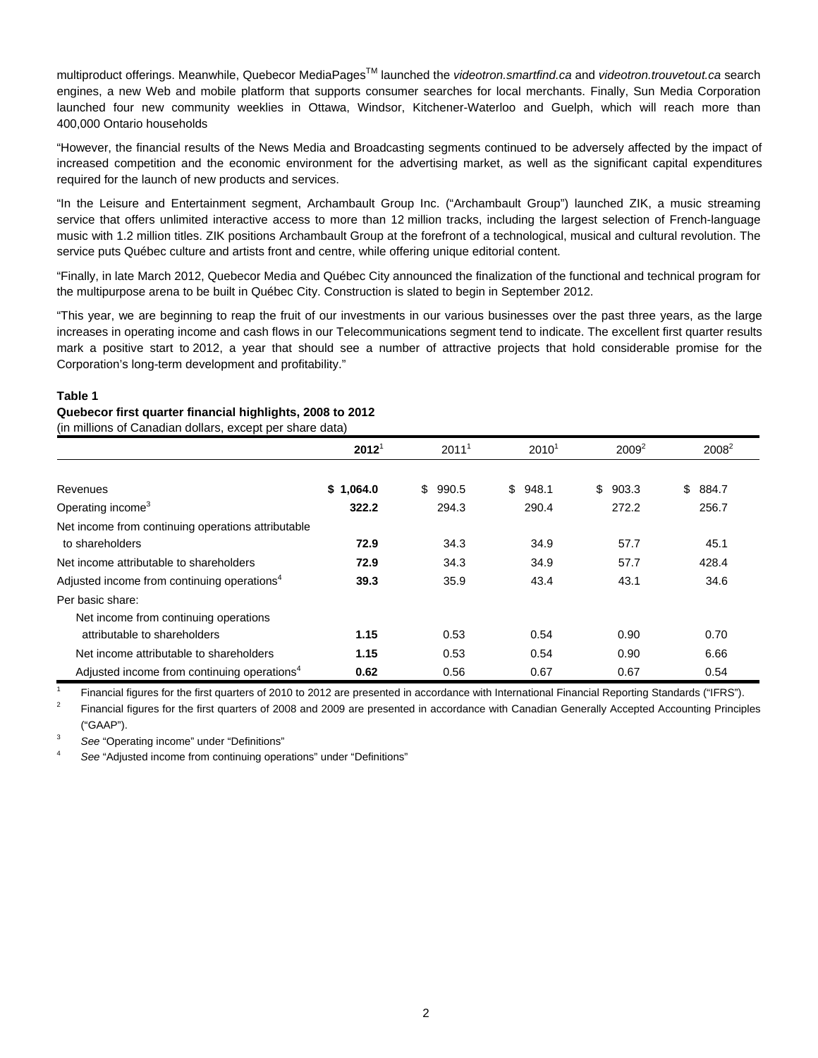multiproduct offerings. Meanwhile, Quebecor MediaPages™ launched the *videotron.smartfind.ca* and *videotron.trouvetout.ca* search engines, a new Web and mobile platform that supports consumer searches for local merchants. Finally, Sun Media Corporation launched four new community weeklies in Ottawa, Windsor, Kitchener-Waterloo and Guelph, which will reach more than 400,000 Ontario households

"However, the financial results of the News Media and Broadcasting segments continued to be adversely affected by the impact of increased competition and the economic environment for the advertising market, as well as the significant capital expenditures required for the launch of new products and services.

"In the Leisure and Entertainment segment, Archambault Group Inc. ("Archambault Group") launched ZIK, a music streaming service that offers unlimited interactive access to more than 12 million tracks, including the largest selection of French-language music with 1.2 million titles. ZIK positions Archambault Group at the forefront of a technological, musical and cultural revolution. The service puts Québec culture and artists front and centre, while offering unique editorial content.

"Finally, in late March 2012, Quebecor Media and Québec City announced the finalization of the functional and technical program for the multipurpose arena to be built in Québec City. Construction is slated to begin in September 2012.

"This year, we are beginning to reap the fruit of our investments in our various businesses over the past three years, as the large increases in operating income and cash flows in our Telecommunications segment tend to indicate. The excellent first quarter results mark a positive start to 2012, a year that should see a number of attractive projects that hold considerable promise for the Corporation's long-term development and profitability."

**Table 1**
**Quebecor first quarter financial highlights, 2008 to 2012**
(in millions of Canadian dollars, except per share data)

| | **2012**[1] | 2011[1] | 2010[1] | 2009[2] | 2008[2] |
|---|---|---|---|---|---|
| Revenues | **$ 1,064.0** | $ 990.5 | $ 948.1 | $ 903.3 | $ 884.7 |
| Operating income[3] | **322.2** | 294.3 | 290.4 | 272.2 | 256.7 |
| Net income from continuing operations attributable to shareholders | **72.9** | 34.3 | 34.9 | 57.7 | 45.1 |
| Net income attributable to shareholders | **72.9** | 34.3 | 34.9 | 57.7 | 428.4 |
| Adjusted income from continuing operations[4] | **39.3** | 35.9 | 43.4 | 43.1 | 34.6 |
| Per basic share: | | | | | |
| Net income from continuing operations attributable to shareholders | **1.15** | 0.53 | 0.54 | 0.90 | 0.70 |
| Net income attributable to shareholders | **1.15** | 0.53 | 0.54 | 0.90 | 6.66 |
| Adjusted income from continuing operations[4] | **0.62** | 0.56 | 0.67 | 0.67 | 0.54 |

[1] Financial figures for the first quarters of 2010 to 2012 are presented in accordance with International Financial Reporting Standards ("IFRS").

[2] Financial figures for the first quarters of 2008 and 2009 are presented in accordance with Canadian Generally Accepted Accounting Principles ("GAAP").

[3] *See* "Operating income" under "Definitions"

[4] *See* "Adjusted income from continuing operations" under "Definitions"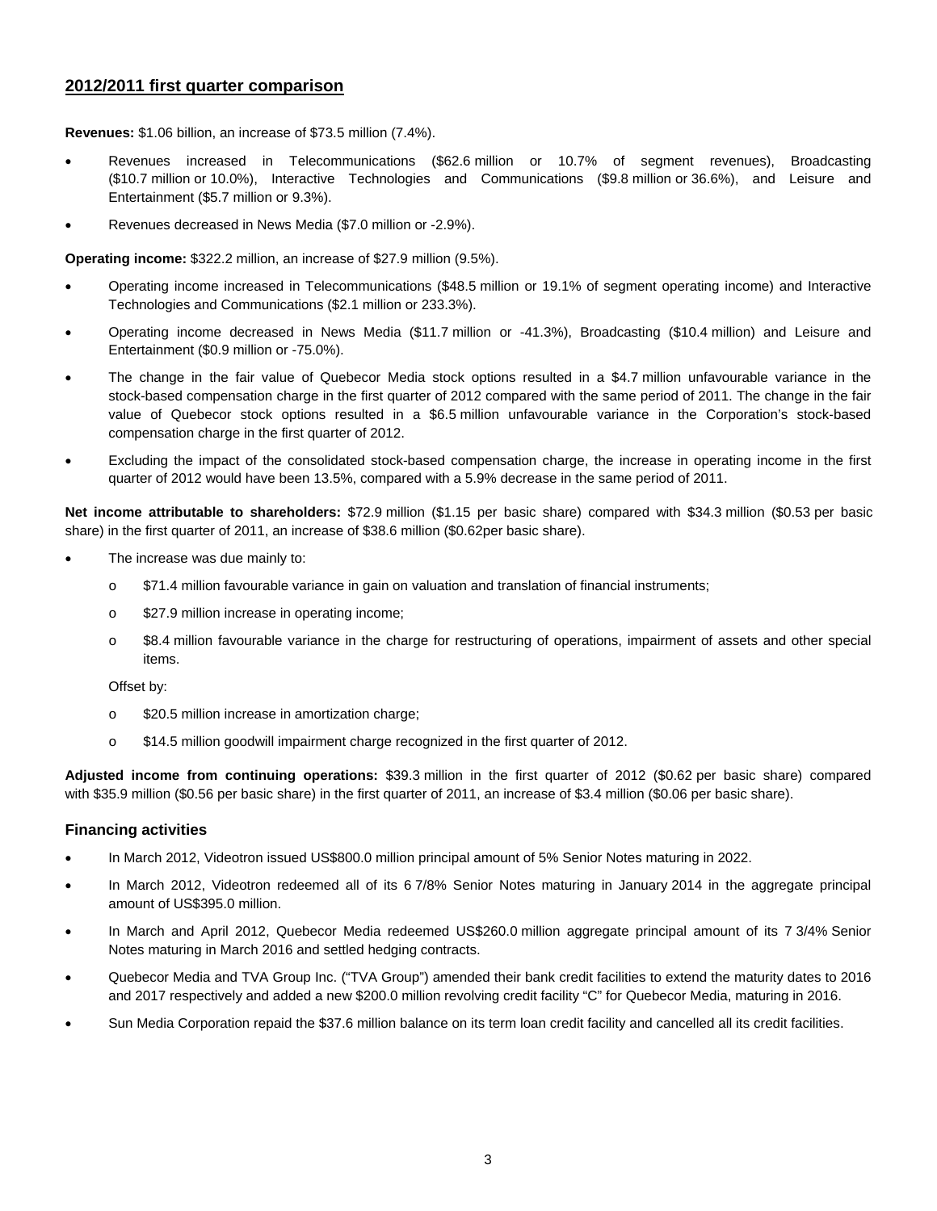## 2012/2011 first quarter comparison

**Revenues:** $1.06 billion, an increase of $73.5 million (7.4%).

- Revenues increased in Telecommunications ($62.6 million or 10.7% of segment revenues), Broadcasting ($10.7 million or 10.0%), Interactive Technologies and Communications ($9.8 million or 36.6%), and Leisure and Entertainment ($5.7 million or 9.3%).
- Revenues decreased in News Media ($7.0 million or -2.9%).

**Operating income:** $322.2 million, an increase of $27.9 million (9.5%).

- Operating income increased in Telecommunications ($48.5 million or 19.1% of segment operating income) and Interactive Technologies and Communications ($2.1 million or 233.3%).
- Operating income decreased in News Media ($11.7 million or -41.3%), Broadcasting ($10.4 million) and Leisure and Entertainment ($0.9 million or -75.0%).
- The change in the fair value of Quebecor Media stock options resulted in a $4.7 million unfavourable variance in the stock-based compensation charge in the first quarter of 2012 compared with the same period of 2011. The change in the fair value of Quebecor stock options resulted in a $6.5 million unfavourable variance in the Corporation's stock-based compensation charge in the first quarter of 2012.
- Excluding the impact of the consolidated stock-based compensation charge, the increase in operating income in the first quarter of 2012 would have been 13.5%, compared with a 5.9% decrease in the same period of 2011.

**Net income attributable to shareholders:** $72.9 million ($1.15 per basic share) compared with $34.3 million ($0.53 per basic share) in the first quarter of 2011, an increase of $38.6 million ($0.62per basic share).

- The increase was due mainly to:
  - $71.4 million favourable variance in gain on valuation and translation of financial instruments;
  - $27.9 million increase in operating income;
  - $8.4 million favourable variance in the charge for restructuring of operations, impairment of assets and other special items.

  Offset by:

  - $20.5 million increase in amortization charge;
  - $14.5 million goodwill impairment charge recognized in the first quarter of 2012.

**Adjusted income from continuing operations:** $39.3 million in the first quarter of 2012 ($0.62 per basic share) compared with $35.9 million ($0.56 per basic share) in the first quarter of 2011, an increase of $3.4 million ($0.06 per basic share).

### Financing activities

- In March 2012, Videotron issued US$800.0 million principal amount of 5% Senior Notes maturing in 2022.
- In March 2012, Videotron redeemed all of its 6 7/8% Senior Notes maturing in January 2014 in the aggregate principal amount of US$395.0 million.
- In March and April 2012, Quebecor Media redeemed US$260.0 million aggregate principal amount of its 7 3/4% Senior Notes maturing in March 2016 and settled hedging contracts.
- Quebecor Media and TVA Group Inc. ("TVA Group") amended their bank credit facilities to extend the maturity dates to 2016 and 2017 respectively and added a new $200.0 million revolving credit facility "C" for Quebecor Media, maturing in 2016.
- Sun Media Corporation repaid the $37.6 million balance on its term loan credit facility and cancelled all its credit facilities.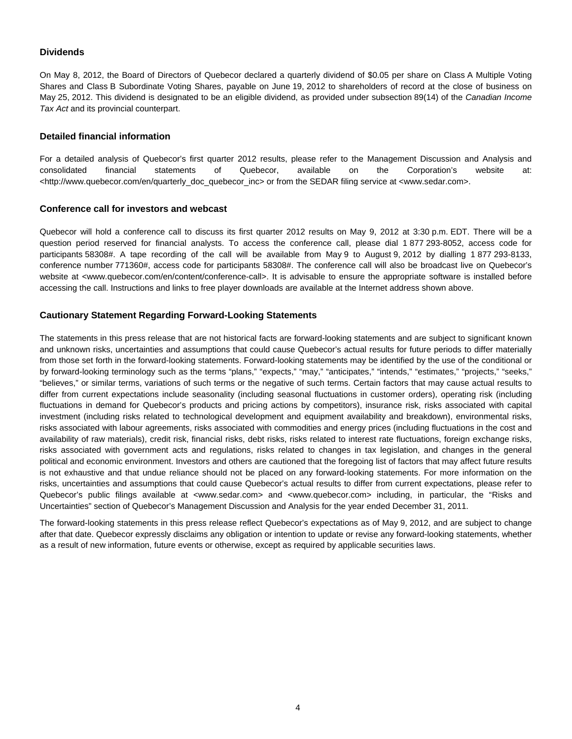### Dividends

On May 8, 2012, the Board of Directors of Quebecor declared a quarterly dividend of $0.05 per share on Class A Multiple Voting Shares and Class B Subordinate Voting Shares, payable on June 19, 2012 to shareholders of record at the close of business on May 25, 2012. This dividend is designated to be an eligible dividend, as provided under subsection 89(14) of the *Canadian Income Tax Act* and its provincial counterpart.

### Detailed financial information

For a detailed analysis of Quebecor's first quarter 2012 results, please refer to the Management Discussion and Analysis and consolidated financial statements of Quebecor, available on the Corporation's website at: <http://www.quebecor.com/en/quarterly_doc_quebecor_inc> or from the SEDAR filing service at <www.sedar.com>.

### Conference call for investors and webcast

Quebecor will hold a conference call to discuss its first quarter 2012 results on May 9, 2012 at 3:30 p.m. EDT. There will be a question period reserved for financial analysts. To access the conference call, please dial 1 877 293-8052, access code for participants 58308#. A tape recording of the call will be available from May 9 to August 9, 2012 by dialling 1 877 293-8133, conference number 771360#, access code for participants 58308#. The conference call will also be broadcast live on Quebecor's website at <www.quebecor.com/en/content/conference-call>. It is advisable to ensure the appropriate software is installed before accessing the call. Instructions and links to free player downloads are available at the Internet address shown above.

### Cautionary Statement Regarding Forward-Looking Statements

The statements in this press release that are not historical facts are forward-looking statements and are subject to significant known and unknown risks, uncertainties and assumptions that could cause Quebecor's actual results for future periods to differ materially from those set forth in the forward-looking statements. Forward-looking statements may be identified by the use of the conditional or by forward-looking terminology such as the terms "plans," "expects," "may," "anticipates," "intends," "estimates," "projects," "seeks," "believes," or similar terms, variations of such terms or the negative of such terms. Certain factors that may cause actual results to differ from current expectations include seasonality (including seasonal fluctuations in customer orders), operating risk (including fluctuations in demand for Quebecor's products and pricing actions by competitors), insurance risk, risks associated with capital investment (including risks related to technological development and equipment availability and breakdown), environmental risks, risks associated with labour agreements, risks associated with commodities and energy prices (including fluctuations in the cost and availability of raw materials), credit risk, financial risks, debt risks, risks related to interest rate fluctuations, foreign exchange risks, risks associated with government acts and regulations, risks related to changes in tax legislation, and changes in the general political and economic environment. Investors and others are cautioned that the foregoing list of factors that may affect future results is not exhaustive and that undue reliance should not be placed on any forward-looking statements. For more information on the risks, uncertainties and assumptions that could cause Quebecor's actual results to differ from current expectations, please refer to Quebecor's public filings available at <www.sedar.com> and <www.quebecor.com> including, in particular, the "Risks and Uncertainties" section of Quebecor's Management Discussion and Analysis for the year ended December 31, 2011.

The forward-looking statements in this press release reflect Quebecor's expectations as of May 9, 2012, and are subject to change after that date. Quebecor expressly disclaims any obligation or intention to update or revise any forward-looking statements, whether as a result of new information, future events or otherwise, except as required by applicable securities laws.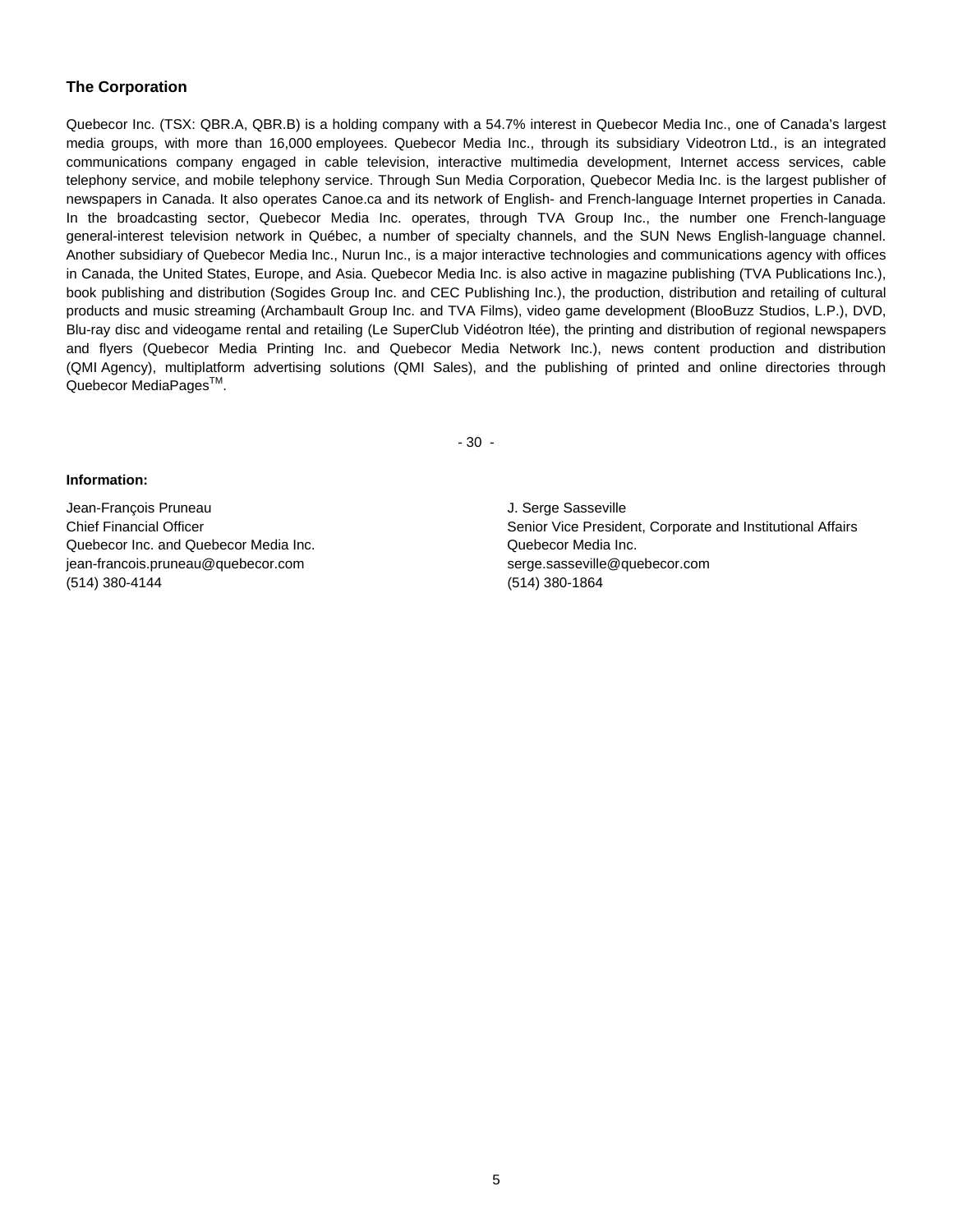### The Corporation

Quebecor Inc. (TSX: QBR.A, QBR.B) is a holding company with a 54.7% interest in Quebecor Media Inc., one of Canada's largest media groups, with more than 16,000 employees. Quebecor Media Inc., through its subsidiary Videotron Ltd., is an integrated communications company engaged in cable television, interactive multimedia development, Internet access services, cable telephony service, and mobile telephony service. Through Sun Media Corporation, Quebecor Media Inc. is the largest publisher of newspapers in Canada. It also operates Canoe.ca and its network of English- and French-language Internet properties in Canada. In the broadcasting sector, Quebecor Media Inc. operates, through TVA Group Inc., the number one French-language general-interest television network in Québec, a number of specialty channels, and the SUN News English-language channel. Another subsidiary of Quebecor Media Inc., Nurun Inc., is a major interactive technologies and communications agency with offices in Canada, the United States, Europe, and Asia. Quebecor Media Inc. is also active in magazine publishing (TVA Publications Inc.), book publishing and distribution (Sogides Group Inc. and CEC Publishing Inc.), the production, distribution and retailing of cultural products and music streaming (Archambault Group Inc. and TVA Films), video game development (BlooBuzz Studios, L.P.), DVD, Blu-ray disc and videogame rental and retailing (Le SuperClub Vidéotron ltée), the printing and distribution of regional newspapers and flyers (Quebecor Media Printing Inc. and Quebecor Media Network Inc.), news content production and distribution (QMI Agency), multiplatform advertising solutions (QMI Sales), and the publishing of printed and online directories through Quebecor MediaPages™.

\- 30 -

**Information:**

Jean-François Pruneau
Chief Financial Officer
Quebecor Inc. and Quebecor Media Inc.
jean-francois.pruneau@quebecor.com
(514) 380-4144

J. Serge Sasseville
Senior Vice President, Corporate and Institutional Affairs
Quebecor Media Inc.
serge.sasseville@quebecor.com
(514) 380-1864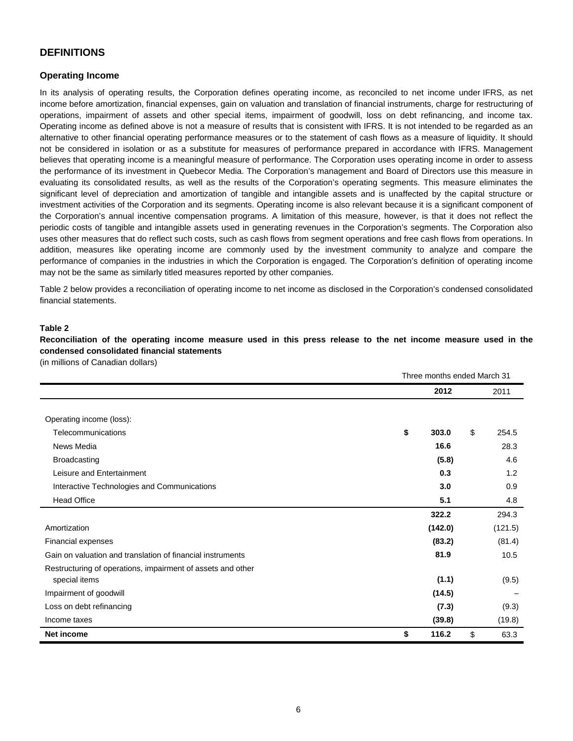## DEFINITIONS

### Operating Income

In its analysis of operating results, the Corporation defines operating income, as reconciled to net income under IFRS, as net income before amortization, financial expenses, gain on valuation and translation of financial instruments, charge for restructuring of operations, impairment of assets and other special items, impairment of goodwill, loss on debt refinancing, and income tax. Operating income as defined above is not a measure of results that is consistent with IFRS. It is not intended to be regarded as an alternative to other financial operating performance measures or to the statement of cash flows as a measure of liquidity. It should not be considered in isolation or as a substitute for measures of performance prepared in accordance with IFRS. Management believes that operating income is a meaningful measure of performance. The Corporation uses operating income in order to assess the performance of its investment in Quebecor Media. The Corporation's management and Board of Directors use this measure in evaluating its consolidated results, as well as the results of the Corporation's operating segments. This measure eliminates the significant level of depreciation and amortization of tangible and intangible assets and is unaffected by the capital structure or investment activities of the Corporation and its segments. Operating income is also relevant because it is a significant component of the Corporation's annual incentive compensation programs. A limitation of this measure, however, is that it does not reflect the periodic costs of tangible and intangible assets used in generating revenues in the Corporation's segments. The Corporation also uses other measures that do reflect such costs, such as cash flows from segment operations and free cash flows from operations. In addition, measures like operating income are commonly used by the investment community to analyze and compare the performance of companies in the industries in which the Corporation is engaged. The Corporation's definition of operating income may not be the same as similarly titled measures reported by other companies.

Table 2 below provides a reconciliation of operating income to net income as disclosed in the Corporation's condensed consolidated financial statements.

**Table 2**

**Reconciliation of the operating income measure used in this press release to the net income measure used in the condensed consolidated financial statements**

(in millions of Canadian dollars)

| | Three months ended March 31 | |
|---|---|---|
| | **2012** | 2011 |
| Operating income (loss): | | |
| Telecommunications | **$ 303.0** | $ 254.5 |
| News Media | **16.6** | 28.3 |
| Broadcasting | **(5.8)** | 4.6 |
| Leisure and Entertainment | **0.3** | 1.2 |
| Interactive Technologies and Communications | **3.0** | 0.9 |
| Head Office | **5.1** | 4.8 |
| | **322.2** | 294.3 |
| Amortization | **(142.0)** | (121.5) |
| Financial expenses | **(83.2)** | (81.4) |
| Gain on valuation and translation of financial instruments | **81.9** | 10.5 |
| Restructuring of operations, impairment of assets and other special items | **(1.1)** | (9.5) |
| Impairment of goodwill | **(14.5)** | – |
| Loss on debt refinancing | **(7.3)** | (9.3) |
| Income taxes | **(39.8)** | (19.8) |
| **Net income** | **$ 116.2** | $ 63.3 |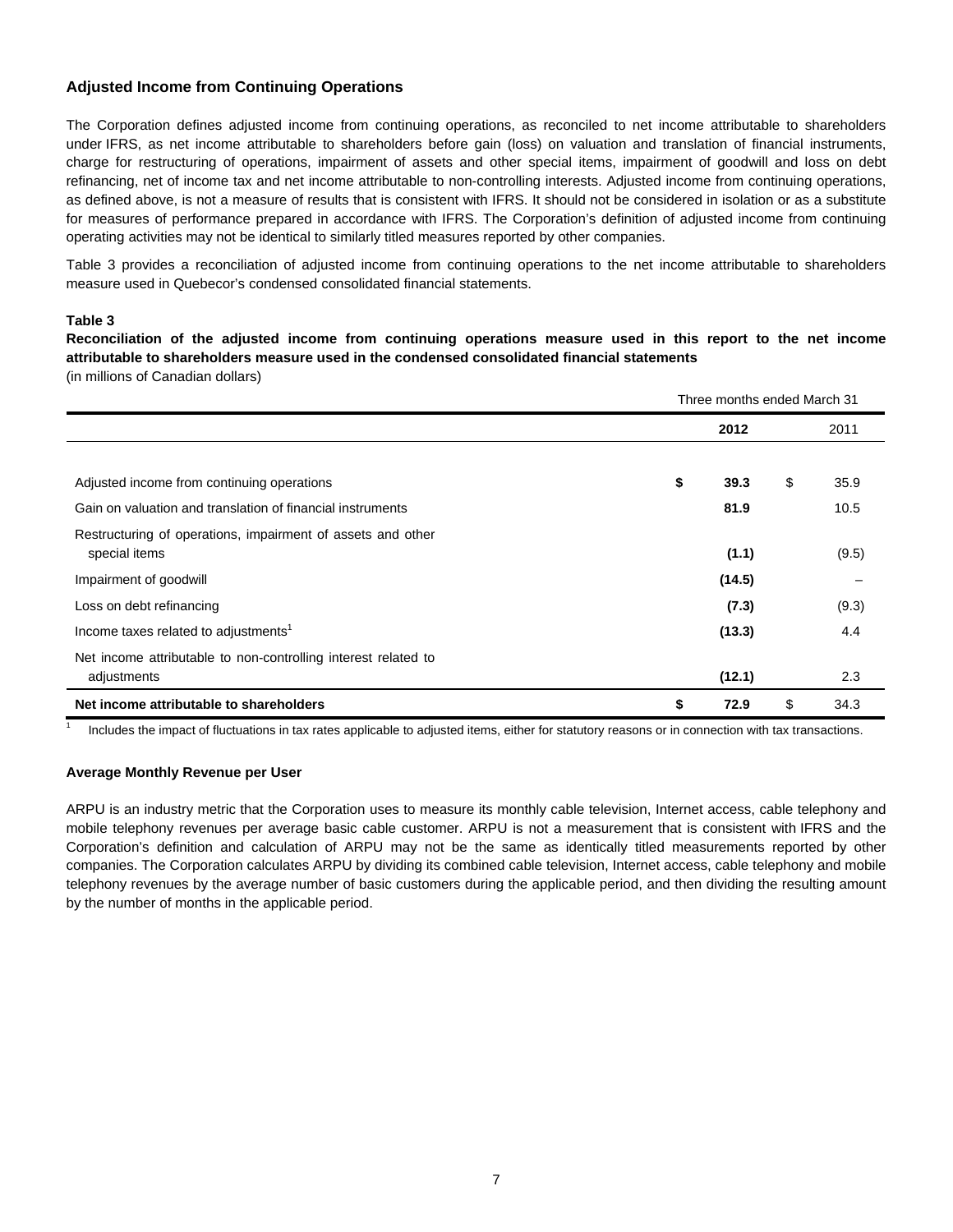## Adjusted Income from Continuing Operations

The Corporation defines adjusted income from continuing operations, as reconciled to net income attributable to shareholders under IFRS, as net income attributable to shareholders before gain (loss) on valuation and translation of financial instruments, charge for restructuring of operations, impairment of assets and other special items, impairment of goodwill and loss on debt refinancing, net of income tax and net income attributable to non-controlling interests. Adjusted income from continuing operations, as defined above, is not a measure of results that is consistent with IFRS. It should not be considered in isolation or as a substitute for measures of performance prepared in accordance with IFRS. The Corporation's definition of adjusted income from continuing operating activities may not be identical to similarly titled measures reported by other companies.

Table 3 provides a reconciliation of adjusted income from continuing operations to the net income attributable to shareholders measure used in Quebecor's condensed consolidated financial statements.

**Table 3**

**Reconciliation of the adjusted income from continuing operations measure used in this report to the net income attributable to shareholders measure used in the condensed consolidated financial statements**

(in millions of Canadian dollars)

| | Three months ended March 31 | |
|---|---|---|
| | **2012** | 2011 |
| Adjusted income from continuing operations | **$ 39.3** | $ 35.9 |
| Gain on valuation and translation of financial instruments | **81.9** | 10.5 |
| Restructuring of operations, impairment of assets and other special items | **(1.1)** | (9.5) |
| Impairment of goodwill | **(14.5)** | – |
| Loss on debt refinancing | **(7.3)** | (9.3) |
| Income taxes related to adjustments[1] | **(13.3)** | 4.4 |
| Net income attributable to non-controlling interest related to adjustments | **(12.1)** | 2.3 |
| **Net income attributable to shareholders** | **$ 72.9** | $ 34.3 |

[1] Includes the impact of fluctuations in tax rates applicable to adjusted items, either for statutory reasons or in connection with tax transactions.

**Average Monthly Revenue per User**

ARPU is an industry metric that the Corporation uses to measure its monthly cable television, Internet access, cable telephony and mobile telephony revenues per average basic cable customer. ARPU is not a measurement that is consistent with IFRS and the Corporation's definition and calculation of ARPU may not be the same as identically titled measurements reported by other companies. The Corporation calculates ARPU by dividing its combined cable television, Internet access, cable telephony and mobile telephony revenues by the average number of basic customers during the applicable period, and then dividing the resulting amount by the number of months in the applicable period.